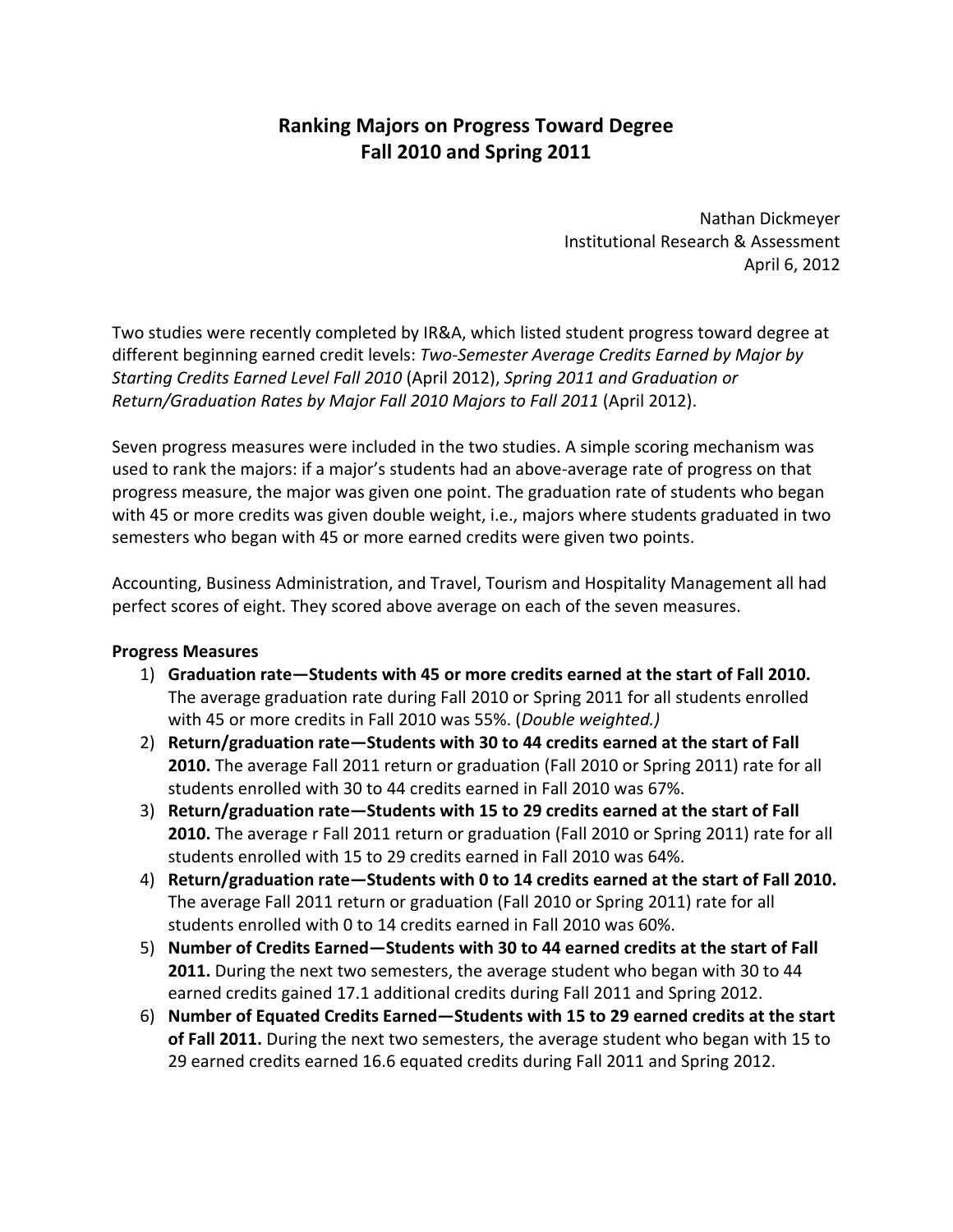# Ranking Majors on Progress Toward Degree
# Fall 2010 and Spring 2011

Nathan Dickmeyer
Institutional Research & Assessment
April 6, 2012

Two studies were recently completed by IR&A, which listed student progress toward degree at different beginning earned credit levels: *Two-Semester Average Credits Earned by Major by Starting Credits Earned Level Fall 2010* (April 2012), *Spring 2011 and Graduation or Return/Graduation Rates by Major Fall 2010 Majors to Fall 2011* (April 2012).

Seven progress measures were included in the two studies. A simple scoring mechanism was used to rank the majors: if a major's students had an above-average rate of progress on that progress measure, the major was given one point. The graduation rate of students who began with 45 or more credits was given double weight, i.e., majors where students graduated in two semesters who began with 45 or more earned credits were given two points.

Accounting, Business Administration, and Travel, Tourism and Hospitality Management all had perfect scores of eight. They scored above average on each of the seven measures.

**Progress Measures**

1) **Graduation rate—Students with 45 or more credits earned at the start of Fall 2010.** The average graduation rate during Fall 2010 or Spring 2011 for all students enrolled with 45 or more credits in Fall 2010 was 55%. (*Double weighted.)*
2) **Return/graduation rate—Students with 30 to 44 credits earned at the start of Fall 2010.** The average Fall 2011 return or graduation (Fall 2010 or Spring 2011) rate for all students enrolled with 30 to 44 credits earned in Fall 2010 was 67%.
3) **Return/graduation rate—Students with 15 to 29 credits earned at the start of Fall 2010.** The average r Fall 2011 return or graduation (Fall 2010 or Spring 2011) rate for all students enrolled with 15 to 29 credits earned in Fall 2010 was 64%.
4) **Return/graduation rate—Students with 0 to 14 credits earned at the start of Fall 2010.** The average Fall 2011 return or graduation (Fall 2010 or Spring 2011) rate for all students enrolled with 0 to 14 credits earned in Fall 2010 was 60%.
5) **Number of Credits Earned—Students with 30 to 44 earned credits at the start of Fall 2011.** During the next two semesters, the average student who began with 30 to 44 earned credits gained 17.1 additional credits during Fall 2011 and Spring 2012.
6) **Number of Equated Credits Earned—Students with 15 to 29 earned credits at the start of Fall 2011.** During the next two semesters, the average student who began with 15 to 29 earned credits earned 16.6 equated credits during Fall 2011 and Spring 2012.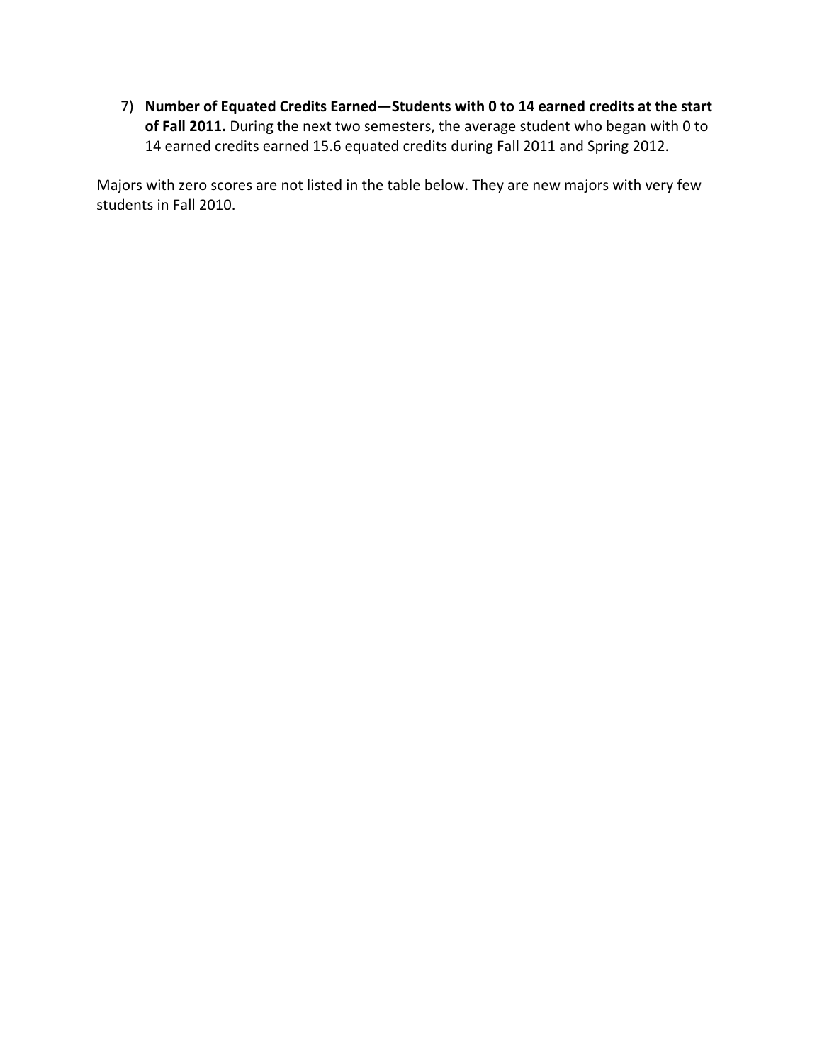7) **Number of Equated Credits Earned—Students with 0 to 14 earned credits at the start of Fall 2011.** During the next two semesters, the average student who began with 0 to 14 earned credits earned 15.6 equated credits during Fall 2011 and Spring 2012.

Majors with zero scores are not listed in the table below. They are new majors with very few students in Fall 2010.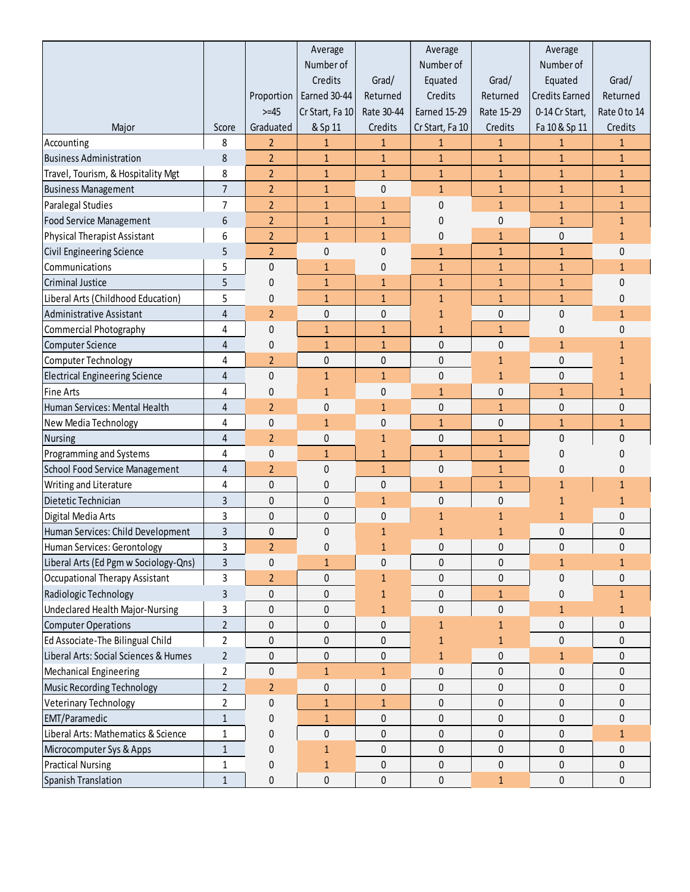| Major | Score | Proportion >=45 Graduated | Average Number of Credits Earned 30-44 Cr Start, Fa 10 & Sp 11 | Grad/ Returned Rate 30-44 Credits | Average Number of Equated Credits Earned 15-29 Cr Start, Fa 10 | Grad/ Returned Rate 15-29 Credits | Average Number of Equated Credits Earned 0-14 Cr Start, Fa 10 & Sp 11 | Grad/ Returned Rate 0 to 14 Credits |
|---|---|---|---|---|---|---|---|---|
| Accounting | 8 | 2 | 1 | 1 | 1 | 1 | 1 | 1 |
| Business Administration | 8 | 2 | 1 | 1 | 1 | 1 | 1 | 1 |
| Travel, Tourism, & Hospitality Mgt | 8 | 2 | 1 | 1 | 1 | 1 | 1 | 1 |
| Business Management | 7 | 2 | 1 | 0 | 1 | 1 | 1 | 1 |
| Paralegal Studies | 7 | 2 | 1 | 1 | 0 | 1 | 1 | 1 |
| Food Service Management | 6 | 2 | 1 | 1 | 0 | 0 | 1 | 1 |
| Physical Therapist Assistant | 6 | 2 | 1 | 1 | 0 | 1 | 0 | 1 |
| Civil Engineering Science | 5 | 2 | 0 | 0 | 1 | 1 | 1 | 0 |
| Communications | 5 | 0 | 1 | 0 | 1 | 1 | 1 | 1 |
| Criminal Justice | 5 | 0 | 1 | 1 | 1 | 1 | 1 | 0 |
| Liberal Arts (Childhood Education) | 5 | 0 | 1 | 1 | 1 | 1 | 1 | 0 |
| Administrative Assistant | 4 | 2 | 0 | 0 | 1 | 0 | 0 | 1 |
| Commercial Photography | 4 | 0 | 1 | 1 | 1 | 1 | 0 | 0 |
| Computer Science | 4 | 0 | 1 | 1 | 0 | 0 | 1 | 1 |
| Computer Technology | 4 | 2 | 0 | 0 | 0 | 1 | 0 | 1 |
| Electrical Engineering Science | 4 | 0 | 1 | 1 | 0 | 1 | 0 | 1 |
| Fine Arts | 4 | 0 | 1 | 0 | 1 | 0 | 1 | 1 |
| Human Services: Mental Health | 4 | 2 | 0 | 1 | 0 | 1 | 0 | 0 |
| New Media Technology | 4 | 0 | 1 | 0 | 1 | 0 | 1 | 1 |
| Nursing | 4 | 2 | 0 | 1 | 0 | 1 | 0 | 0 |
| Programming and Systems | 4 | 0 | 1 | 1 | 1 | 1 | 0 | 0 |
| School Food Service Management | 4 | 2 | 0 | 1 | 0 | 1 | 0 | 0 |
| Writing and Literature | 4 | 0 | 0 | 0 | 1 | 1 | 1 | 1 |
| Dietetic Technician | 3 | 0 | 0 | 1 | 0 | 0 | 1 | 1 |
| Digital Media Arts | 3 | 0 | 0 | 0 | 1 | 1 | 1 | 0 |
| Human Services: Child Development | 3 | 0 | 0 | 1 | 1 | 1 | 0 | 0 |
| Human Services: Gerontology | 3 | 2 | 0 | 1 | 0 | 0 | 0 | 0 |
| Liberal Arts (Ed Pgm w Sociology-Qns) | 3 | 0 | 1 | 0 | 0 | 0 | 1 | 1 |
| Occupational Therapy Assistant | 3 | 2 | 0 | 1 | 0 | 0 | 0 | 0 |
| Radiologic Technology | 3 | 0 | 0 | 1 | 0 | 1 | 0 | 1 |
| Undeclared Health Major-Nursing | 3 | 0 | 0 | 1 | 0 | 0 | 1 | 1 |
| Computer Operations | 2 | 0 | 0 | 0 | 1 | 1 | 0 | 0 |
| Ed Associate-The Bilingual Child | 2 | 0 | 0 | 0 | 1 | 1 | 0 | 0 |
| Liberal Arts: Social Sciences & Humes | 2 | 0 | 0 | 0 | 1 | 0 | 1 | 0 |
| Mechanical Engineering | 2 | 0 | 1 | 1 | 0 | 0 | 0 | 0 |
| Music Recording Technology | 2 | 2 | 0 | 0 | 0 | 0 | 0 | 0 |
| Veterinary Technology | 2 | 0 | 1 | 1 | 0 | 0 | 0 | 0 |
| EMT/Paramedic | 1 | 0 | 1 | 0 | 0 | 0 | 0 | 0 |
| Liberal Arts: Mathematics & Science | 1 | 0 | 0 | 0 | 0 | 0 | 0 | 1 |
| Microcomputer Sys & Apps | 1 | 0 | 1 | 0 | 0 | 0 | 0 | 0 |
| Practical Nursing | 1 | 0 | 1 | 0 | 0 | 0 | 0 | 0 |
| Spanish Translation | 1 | 0 | 0 | 0 | 0 | 1 | 0 | 0 |